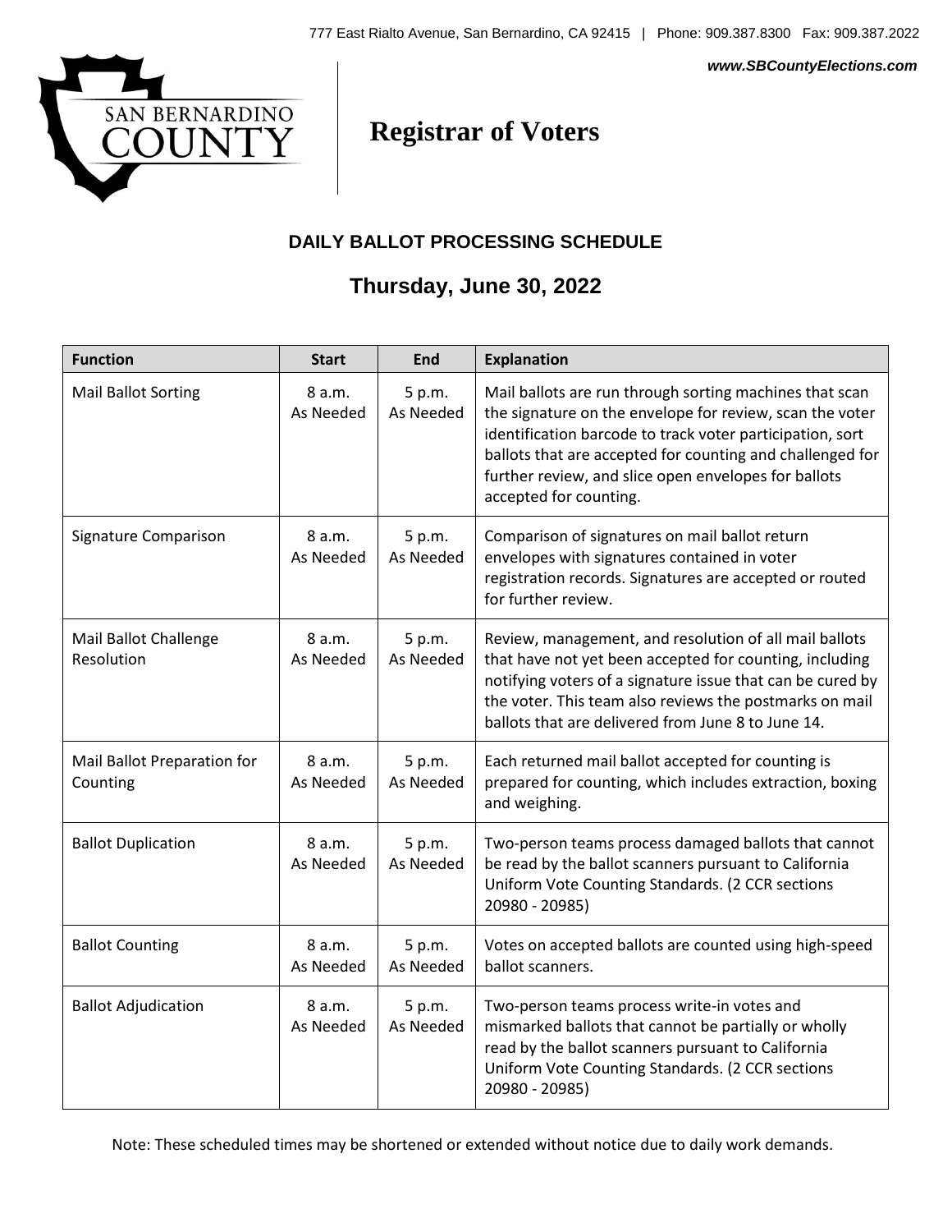777 East Rialto Avenue, San Bernardino, CA 92415 | Phone: 909.387.8300 Fax: 909.387.2022

*www.SBCountyElections.com*

SAN BERNARDINO COUNTY

# Registrar of Voters

## DAILY BALLOT PROCESSING SCHEDULE

## Thursday, June 30, 2022

| Function | Start | End | Explanation |
|---|---|---|---|
| Mail Ballot Sorting | 8 a.m. As Needed | 5 p.m. As Needed | Mail ballots are run through sorting machines that scan the signature on the envelope for review, scan the voter identification barcode to track voter participation, sort ballots that are accepted for counting and challenged for further review, and slice open envelopes for ballots accepted for counting. |
| Signature Comparison | 8 a.m. As Needed | 5 p.m. As Needed | Comparison of signatures on mail ballot return envelopes with signatures contained in voter registration records. Signatures are accepted or routed for further review. |
| Mail Ballot Challenge Resolution | 8 a.m. As Needed | 5 p.m. As Needed | Review, management, and resolution of all mail ballots that have not yet been accepted for counting, including notifying voters of a signature issue that can be cured by the voter. This team also reviews the postmarks on mail ballots that are delivered from June 8 to June 14. |
| Mail Ballot Preparation for Counting | 8 a.m. As Needed | 5 p.m. As Needed | Each returned mail ballot accepted for counting is prepared for counting, which includes extraction, boxing and weighing. |
| Ballot Duplication | 8 a.m. As Needed | 5 p.m. As Needed | Two-person teams process damaged ballots that cannot be read by the ballot scanners pursuant to California Uniform Vote Counting Standards. (2 CCR sections 20980 - 20985) |
| Ballot Counting | 8 a.m. As Needed | 5 p.m. As Needed | Votes on accepted ballots are counted using high-speed ballot scanners. |
| Ballot Adjudication | 8 a.m. As Needed | 5 p.m. As Needed | Two-person teams process write-in votes and mismarked ballots that cannot be partially or wholly read by the ballot scanners pursuant to California Uniform Vote Counting Standards. (2 CCR sections 20980 - 20985) |

Note: These scheduled times may be shortened or extended without notice due to daily work demands.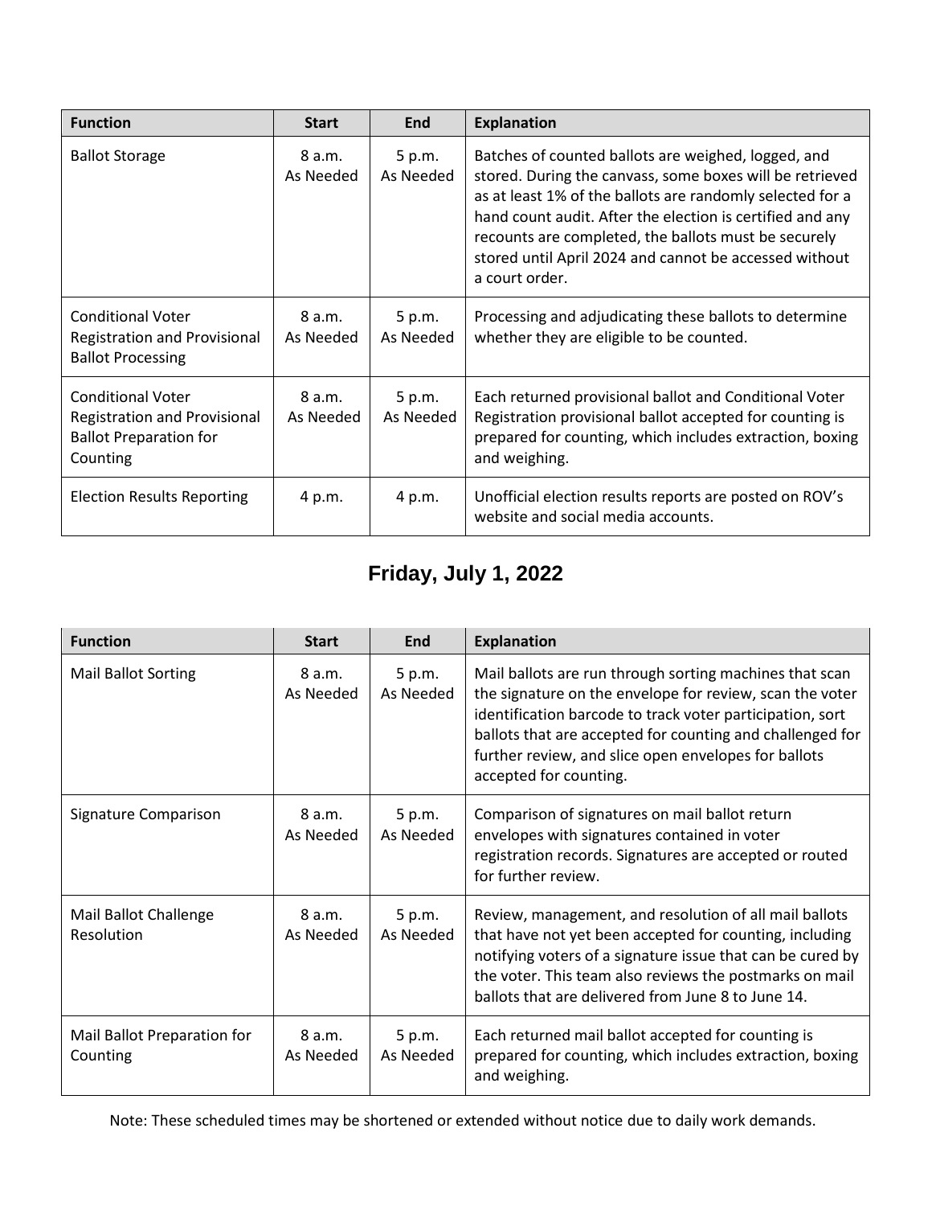| Function | Start | End | Explanation |
|---|---|---|---|
| Ballot Storage | 8 a.m. As Needed | 5 p.m. As Needed | Batches of counted ballots are weighed, logged, and stored. During the canvass, some boxes will be retrieved as at least 1% of the ballots are randomly selected for a hand count audit. After the election is certified and any recounts are completed, the ballots must be securely stored until April 2024 and cannot be accessed without a court order. |
| Conditional Voter Registration and Provisional Ballot Processing | 8 a.m. As Needed | 5 p.m. As Needed | Processing and adjudicating these ballots to determine whether they are eligible to be counted. |
| Conditional Voter Registration and Provisional Ballot Preparation for Counting | 8 a.m. As Needed | 5 p.m. As Needed | Each returned provisional ballot and Conditional Voter Registration provisional ballot accepted for counting is prepared for counting, which includes extraction, boxing and weighing. |
| Election Results Reporting | 4 p.m. | 4 p.m. | Unofficial election results reports are posted on ROV's website and social media accounts. |

## Friday, July 1, 2022

| Function | Start | End | Explanation |
|---|---|---|---|
| Mail Ballot Sorting | 8 a.m. As Needed | 5 p.m. As Needed | Mail ballots are run through sorting machines that scan the signature on the envelope for review, scan the voter identification barcode to track voter participation, sort ballots that are accepted for counting and challenged for further review, and slice open envelopes for ballots accepted for counting. |
| Signature Comparison | 8 a.m. As Needed | 5 p.m. As Needed | Comparison of signatures on mail ballot return envelopes with signatures contained in voter registration records. Signatures are accepted or routed for further review. |
| Mail Ballot Challenge Resolution | 8 a.m. As Needed | 5 p.m. As Needed | Review, management, and resolution of all mail ballots that have not yet been accepted for counting, including notifying voters of a signature issue that can be cured by the voter. This team also reviews the postmarks on mail ballots that are delivered from June 8 to June 14. |
| Mail Ballot Preparation for Counting | 8 a.m. As Needed | 5 p.m. As Needed | Each returned mail ballot accepted for counting is prepared for counting, which includes extraction, boxing and weighing. |

Note: These scheduled times may be shortened or extended without notice due to daily work demands.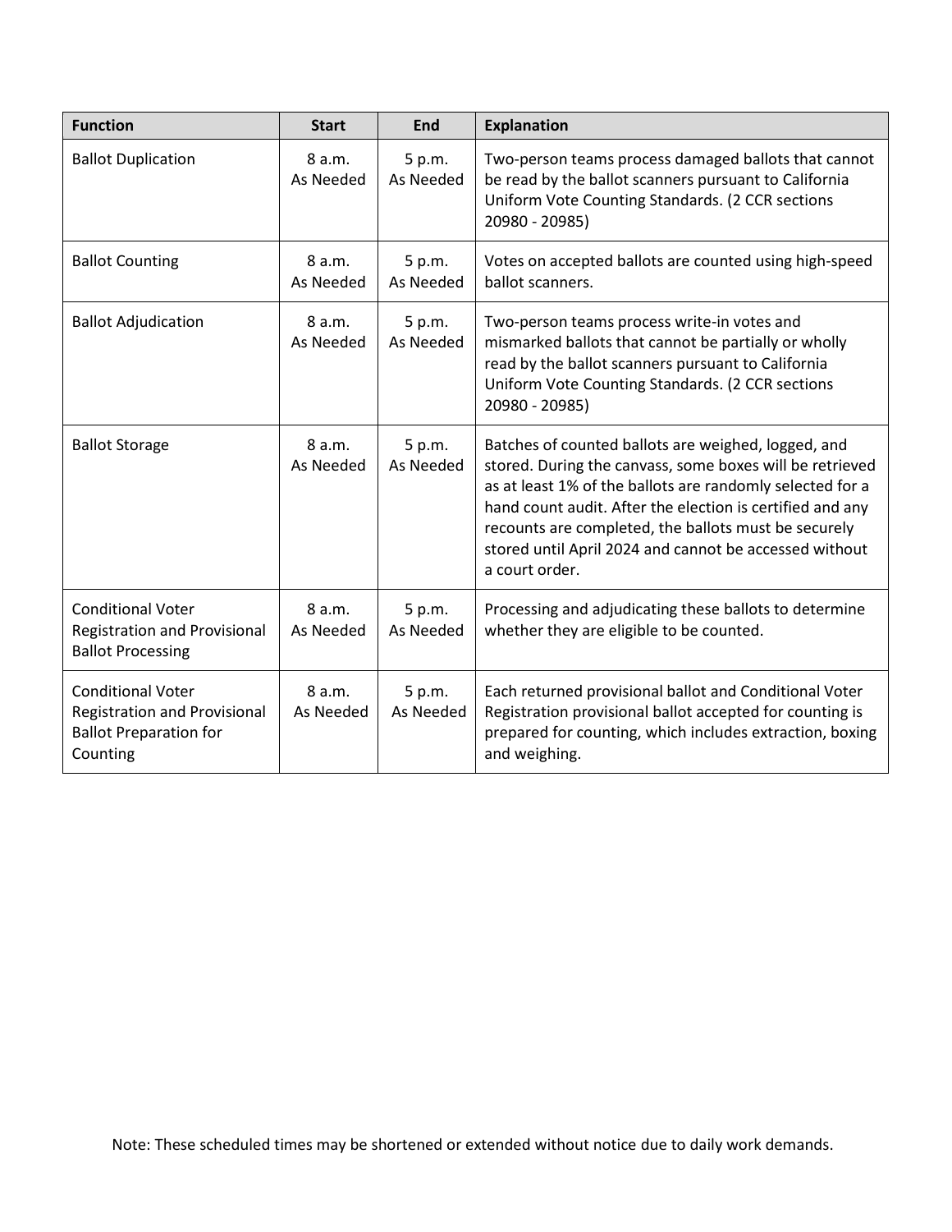| Function | Start | End | Explanation |
|---|---|---|---|
| Ballot Duplication | 8 a.m. As Needed | 5 p.m. As Needed | Two-person teams process damaged ballots that cannot be read by the ballot scanners pursuant to California Uniform Vote Counting Standards. (2 CCR sections 20980 - 20985) |
| Ballot Counting | 8 a.m. As Needed | 5 p.m. As Needed | Votes on accepted ballots are counted using high-speed ballot scanners. |
| Ballot Adjudication | 8 a.m. As Needed | 5 p.m. As Needed | Two-person teams process write-in votes and mismarked ballots that cannot be partially or wholly read by the ballot scanners pursuant to California Uniform Vote Counting Standards. (2 CCR sections 20980 - 20985) |
| Ballot Storage | 8 a.m. As Needed | 5 p.m. As Needed | Batches of counted ballots are weighed, logged, and stored. During the canvass, some boxes will be retrieved as at least 1% of the ballots are randomly selected for a hand count audit. After the election is certified and any recounts are completed, the ballots must be securely stored until April 2024 and cannot be accessed without a court order. |
| Conditional Voter Registration and Provisional Ballot Processing | 8 a.m. As Needed | 5 p.m. As Needed | Processing and adjudicating these ballots to determine whether they are eligible to be counted. |
| Conditional Voter Registration and Provisional Ballot Preparation for Counting | 8 a.m. As Needed | 5 p.m. As Needed | Each returned provisional ballot and Conditional Voter Registration provisional ballot accepted for counting is prepared for counting, which includes extraction, boxing and weighing. |

Note: These scheduled times may be shortened or extended without notice due to daily work demands.